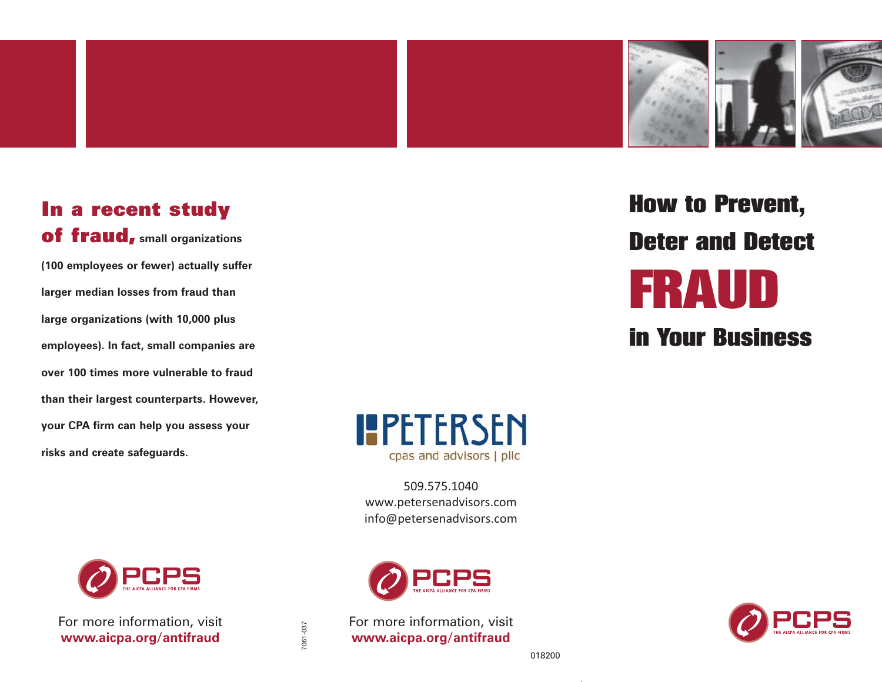**In a recent study of fraud,** small organizations (100 employees or fewer) actually suffer larger median losses from fraud than large organizations (with 10,000 plus employees). In fact, small companies are over 100 times more vulnerable to fraud than their largest counterparts. However, your CPA firm can help you assess your risks and create safeguards.

PCPS THE AICPA ALLIANCE FOR CPA FIRMS

For more information, visit
**www.aicpa.org/antifraud**

7061-037

PETERSEN
cpas and advisors | pllc

509.575.1040
www.petersenadvisors.com
info@petersenadvisors.com

PCPS THE AICPA ALLIANCE FOR CPA FIRMS

For more information, visit
**www.aicpa.org/antifraud**

018200

# How to Prevent, Deter and Detect FRAUD in Your Business

PCPS THE AICPA ALLIANCE FOR CPA FIRMS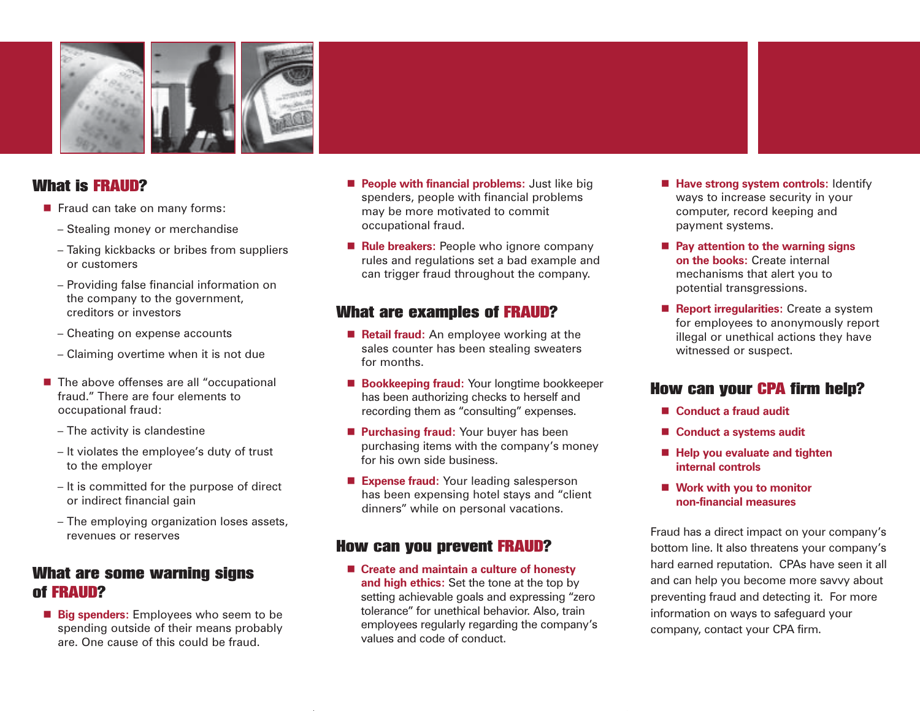## What is **FRAUD**?

- Fraud can take on many forms:
  - Stealing money or merchandise
  - Taking kickbacks or bribes from suppliers or customers
  - Providing false financial information on the company to the government, creditors or investors
  - Cheating on expense accounts
  - Claiming overtime when it is not due
- The above offenses are all "occupational fraud." There are four elements to occupational fraud:
  - The activity is clandestine
  - It violates the employee's duty of trust to the employer
  - It is committed for the purpose of direct or indirect financial gain
  - The employing organization loses assets, revenues or reserves

## What are some warning signs of **FRAUD**?

- **Big spenders:** Employees who seem to be spending outside of their means probably are. One cause of this could be fraud.
- **People with financial problems:** Just like big spenders, people with financial problems may be more motivated to commit occupational fraud.
- **Rule breakers**: People who ignore company rules and regulations set a bad example and can trigger fraud throughout the company.

## What are examples of **FRAUD**?

- **Retail fraud:** An employee working at the sales counter has been stealing sweaters for months.
- **Bookkeeping fraud**: Your longtime bookkeeper has been authorizing checks to herself and recording them as "consulting" expenses.
- **Purchasing fraud**: Your buyer has been purchasing items with the company's money for his own side business.
- **Expense fraud:** Your leading salesperson has been expensing hotel stays and "client dinners" while on personal vacations.

## How can you prevent **FRAUD**?

- **Create and maintain a culture of honesty and high ethics:** Set the tone at the top by setting achievable goals and expressing "zero tolerance" for unethical behavior. Also, train employees regularly regarding the company's values and code of conduct.
- **Have strong system controls:** Identify ways to increase security in your computer, record keeping and payment systems.
- **Pay attention to the warning signs on the books:** Create internal mechanisms that alert you to potential transgressions.
- **Report irregularities:** Create a system for employees to anonymously report illegal or unethical actions they have witnessed or suspect.

## How can your **CPA** firm help?

- **Conduct a fraud audit**
- **Conduct a systems audit**
- **Help you evaluate and tighten internal controls**
- **Work with you to monitor non-financial measures**

Fraud has a direct impact on your company's bottom line. It also threatens your company's hard earned reputation. CPAs have seen it all and can help you become more savvy about preventing fraud and detecting it. For more information on ways to safeguard your company, contact your CPA firm.